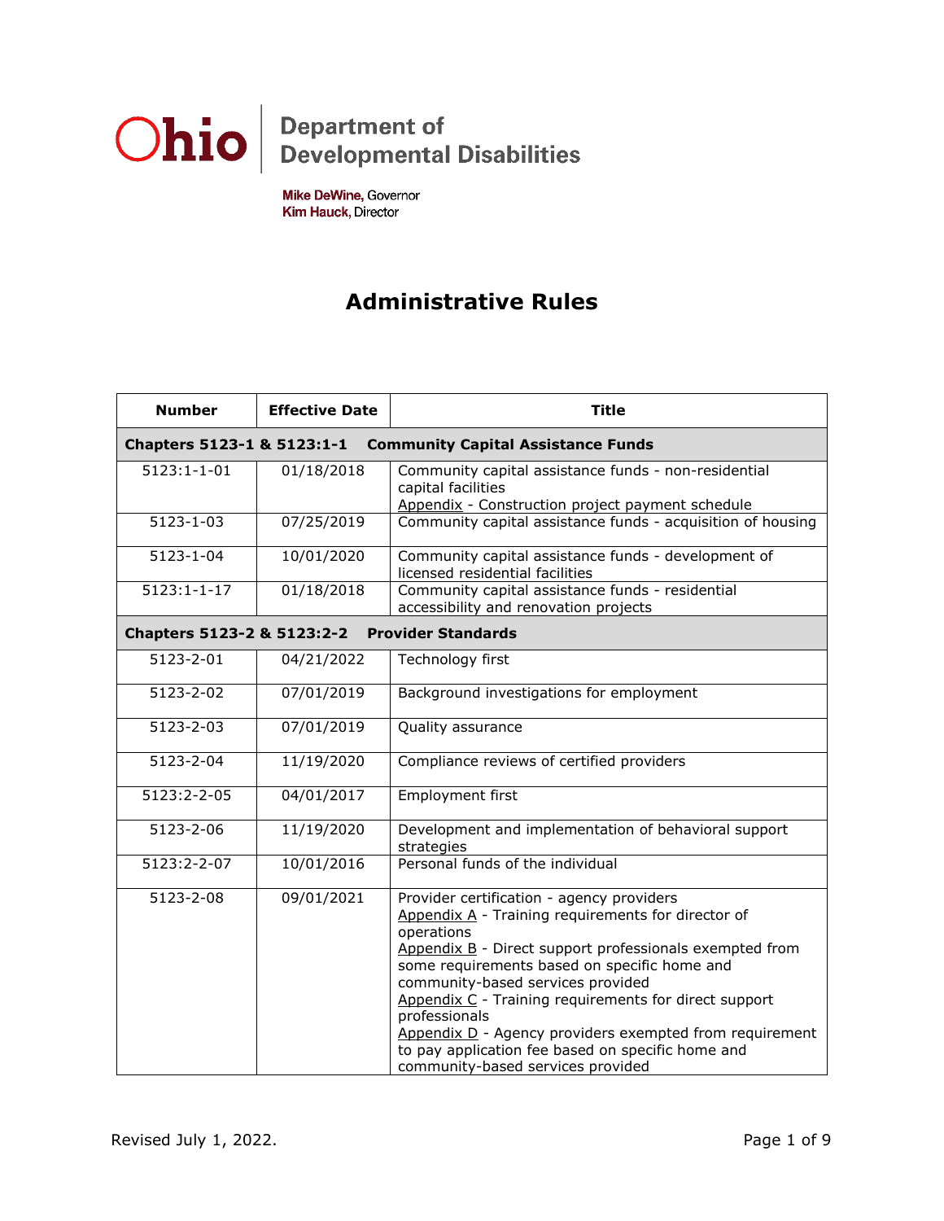Ohio | Department of Developmental Disabilities

**Mike DeWine**, Governor
**Kim Hauck**, Director

# Administrative Rules

| Number | Effective Date | Title |
|---|---|---|
| **Chapters 5123-1 & 5123:1-1** | **Community Capital Assistance Funds** | |
| 5123:1-1-01 | 01/18/2018 | Community capital assistance funds - non-residential capital facilities<br>Appendix - Construction project payment schedule |
| 5123-1-03 | 07/25/2019 | Community capital assistance funds - acquisition of housing |
| 5123-1-04 | 10/01/2020 | Community capital assistance funds - development of licensed residential facilities |
| 5123:1-1-17 | 01/18/2018 | Community capital assistance funds - residential accessibility and renovation projects |
| **Chapters 5123-2 & 5123:2-2** | **Provider Standards** | |
| 5123-2-01 | 04/21/2022 | Technology first |
| 5123-2-02 | 07/01/2019 | Background investigations for employment |
| 5123-2-03 | 07/01/2019 | Quality assurance |
| 5123-2-04 | 11/19/2020 | Compliance reviews of certified providers |
| 5123:2-2-05 | 04/01/2017 | Employment first |
| 5123-2-06 | 11/19/2020 | Development and implementation of behavioral support strategies |
| 5123:2-2-07 | 10/01/2016 | Personal funds of the individual |
| 5123-2-08 | 09/01/2021 | Provider certification - agency providers<br>Appendix A - Training requirements for director of operations<br>Appendix B - Direct support professionals exempted from some requirements based on specific home and community-based services provided<br>Appendix C - Training requirements for direct support professionals<br>Appendix D - Agency providers exempted from requirement to pay application fee based on specific home and community-based services provided |

Revised July 1, 2022.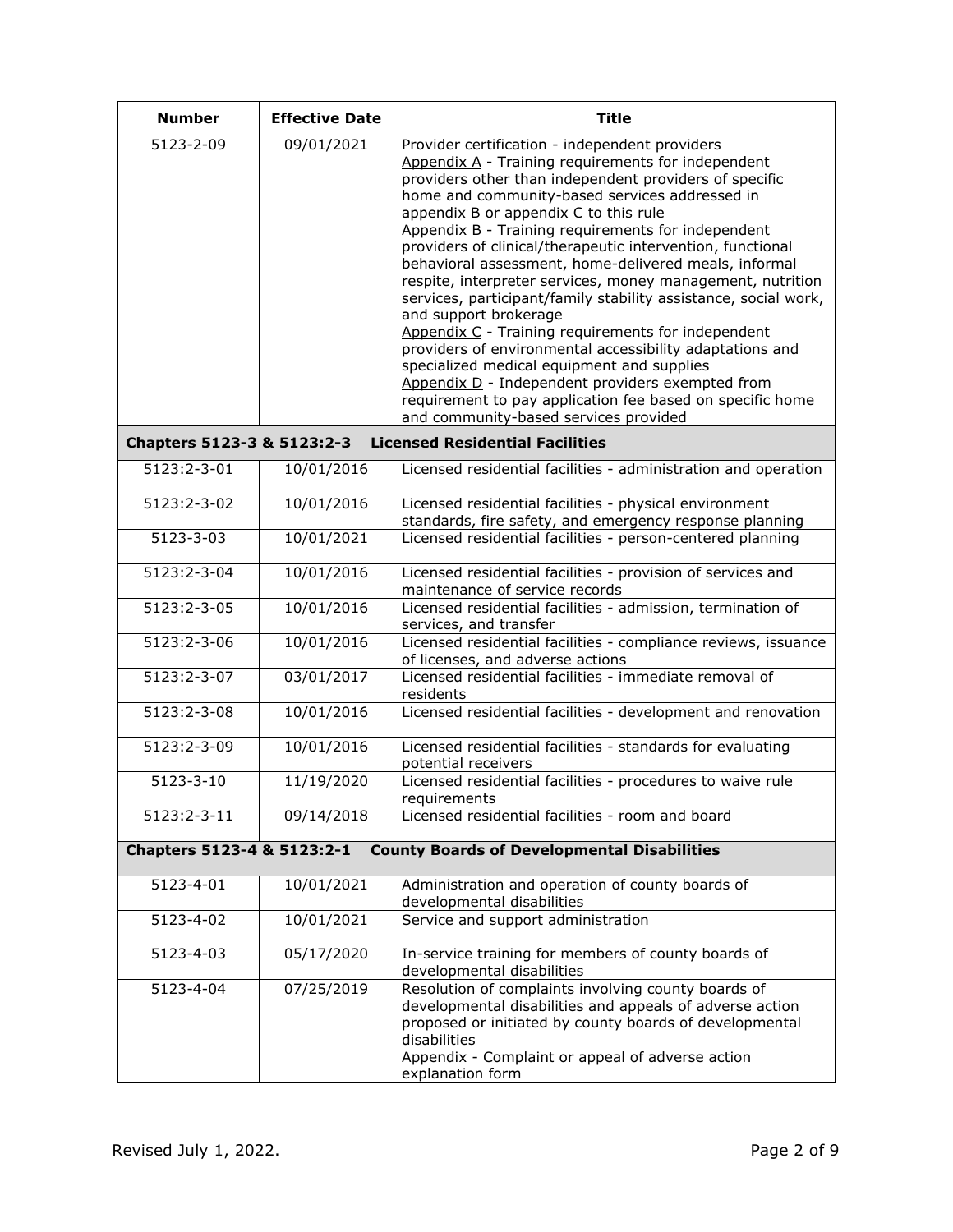| Number | Effective Date | Title |
|---|---|---|
| 5123-2-09 | 09/01/2021 | Provider certification - independent providers<br>Appendix A - Training requirements for independent providers other than independent providers of specific home and community-based services addressed in appendix B or appendix C to this rule<br>Appendix B - Training requirements for independent providers of clinical/therapeutic intervention, functional behavioral assessment, home-delivered meals, informal respite, interpreter services, money management, nutrition services, participant/family stability assistance, social work, and support brokerage<br>Appendix C - Training requirements for independent providers of environmental accessibility adaptations and specialized medical equipment and supplies<br>Appendix D - Independent providers exempted from requirement to pay application fee based on specific home and community-based services provided |
| **Chapters 5123-3 & 5123:2-3** | | **Licensed Residential Facilities** |
| 5123:2-3-01 | 10/01/2016 | Licensed residential facilities - administration and operation |
| 5123:2-3-02 | 10/01/2016 | Licensed residential facilities - physical environment standards, fire safety, and emergency response planning |
| 5123-3-03 | 10/01/2021 | Licensed residential facilities - person-centered planning |
| 5123:2-3-04 | 10/01/2016 | Licensed residential facilities - provision of services and maintenance of service records |
| 5123:2-3-05 | 10/01/2016 | Licensed residential facilities - admission, termination of services, and transfer |
| 5123:2-3-06 | 10/01/2016 | Licensed residential facilities - compliance reviews, issuance of licenses, and adverse actions |
| 5123:2-3-07 | 03/01/2017 | Licensed residential facilities - immediate removal of residents |
| 5123:2-3-08 | 10/01/2016 | Licensed residential facilities - development and renovation |
| 5123:2-3-09 | 10/01/2016 | Licensed residential facilities - standards for evaluating potential receivers |
| 5123-3-10 | 11/19/2020 | Licensed residential facilities - procedures to waive rule requirements |
| 5123:2-3-11 | 09/14/2018 | Licensed residential facilities - room and board |
| **Chapters 5123-4 & 5123:2-1** | | **County Boards of Developmental Disabilities** |
| 5123-4-01 | 10/01/2021 | Administration and operation of county boards of developmental disabilities |
| 5123-4-02 | 10/01/2021 | Service and support administration |
| 5123-4-03 | 05/17/2020 | In-service training for members of county boards of developmental disabilities |
| 5123-4-04 | 07/25/2019 | Resolution of complaints involving county boards of developmental disabilities and appeals of adverse action proposed or initiated by county boards of developmental disabilities<br>Appendix - Complaint or appeal of adverse action explanation form |

Revised July 1, 2022.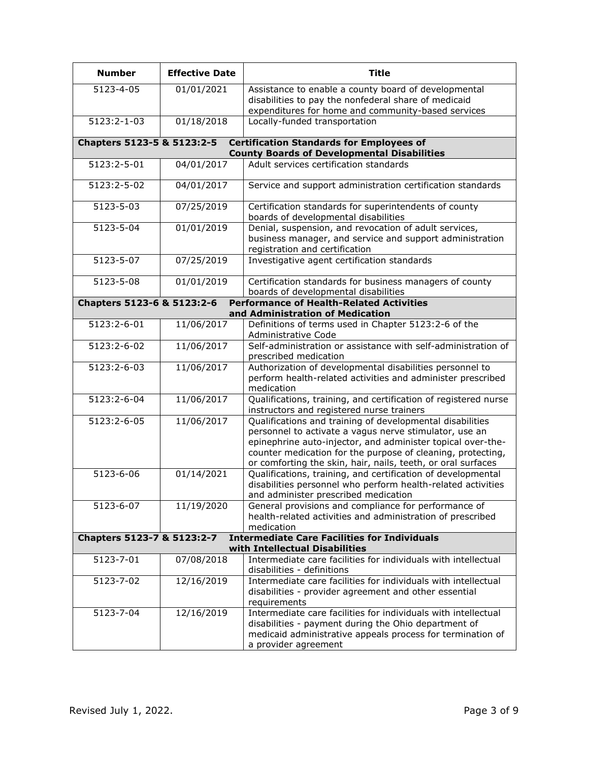| Number | Effective Date | Title |
|---|---|---|
| 5123-4-05 | 01/01/2021 | Assistance to enable a county board of developmental disabilities to pay the nonfederal share of medicaid expenditures for home and community-based services |
| 5123:2-1-03 | 01/18/2018 | Locally-funded transportation |
| **Chapters 5123-5 & 5123:2-5** | | **Certification Standards for Employees of County Boards of Developmental Disabilities** |
| 5123:2-5-01 | 04/01/2017 | Adult services certification standards |
| 5123:2-5-02 | 04/01/2017 | Service and support administration certification standards |
| 5123-5-03 | 07/25/2019 | Certification standards for superintendents of county boards of developmental disabilities |
| 5123-5-04 | 01/01/2019 | Denial, suspension, and revocation of adult services, business manager, and service and support administration registration and certification |
| 5123-5-07 | 07/25/2019 | Investigative agent certification standards |
| 5123-5-08 | 01/01/2019 | Certification standards for business managers of county boards of developmental disabilities |
| **Chapters 5123-6 & 5123:2-6** | | **Performance of Health-Related Activities and Administration of Medication** |
| 5123:2-6-01 | 11/06/2017 | Definitions of terms used in Chapter 5123:2-6 of the Administrative Code |
| 5123:2-6-02 | 11/06/2017 | Self-administration or assistance with self-administration of prescribed medication |
| 5123:2-6-03 | 11/06/2017 | Authorization of developmental disabilities personnel to perform health-related activities and administer prescribed medication |
| 5123:2-6-04 | 11/06/2017 | Qualifications, training, and certification of registered nurse instructors and registered nurse trainers |
| 5123:2-6-05 | 11/06/2017 | Qualifications and training of developmental disabilities personnel to activate a vagus nerve stimulator, use an epinephrine auto-injector, and administer topical over-the-counter medication for the purpose of cleaning, protecting, or comforting the skin, hair, nails, teeth, or oral surfaces |
| 5123-6-06 | 01/14/2021 | Qualifications, training, and certification of developmental disabilities personnel who perform health-related activities and administer prescribed medication |
| 5123-6-07 | 11/19/2020 | General provisions and compliance for performance of health-related activities and administration of prescribed medication |
| **Chapters 5123-7 & 5123:2-7** | | **Intermediate Care Facilities for Individuals with Intellectual Disabilities** |
| 5123-7-01 | 07/08/2018 | Intermediate care facilities for individuals with intellectual disabilities - definitions |
| 5123-7-02 | 12/16/2019 | Intermediate care facilities for individuals with intellectual disabilities - provider agreement and other essential requirements |
| 5123-7-04 | 12/16/2019 | Intermediate care facilities for individuals with intellectual disabilities - payment during the Ohio department of medicaid administrative appeals process for termination of a provider agreement |

Revised July 1, 2022.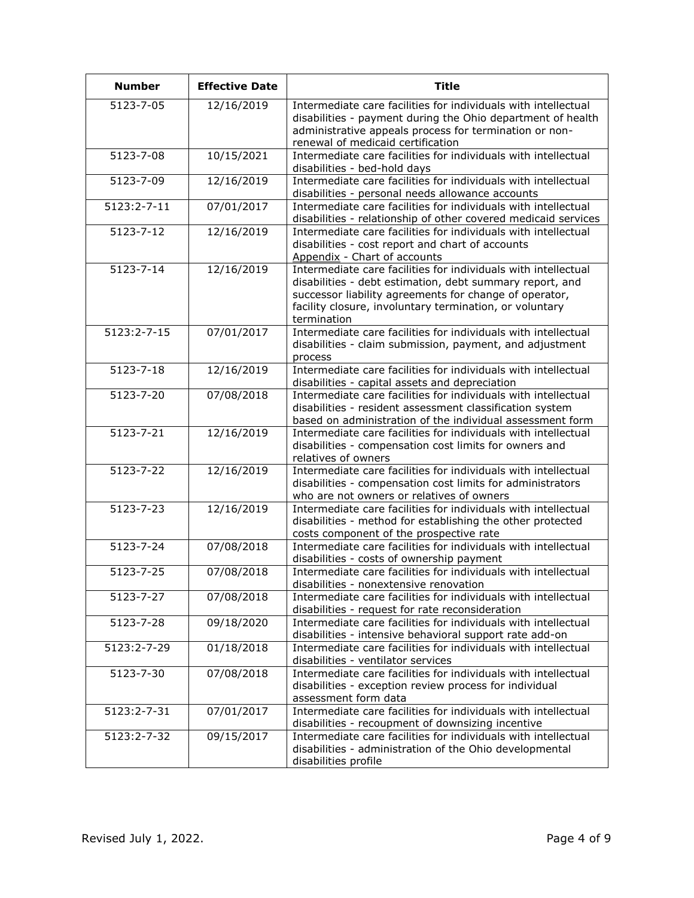| Number | Effective Date | Title |
|---|---|---|
| 5123-7-05 | 12/16/2019 | Intermediate care facilities for individuals with intellectual disabilities - payment during the Ohio department of health administrative appeals process for termination or non-renewal of medicaid certification |
| 5123-7-08 | 10/15/2021 | Intermediate care facilities for individuals with intellectual disabilities - bed-hold days |
| 5123-7-09 | 12/16/2019 | Intermediate care facilities for individuals with intellectual disabilities - personal needs allowance accounts |
| 5123:2-7-11 | 07/01/2017 | Intermediate care facilities for individuals with intellectual disabilities - relationship of other covered medicaid services |
| 5123-7-12 | 12/16/2019 | Intermediate care facilities for individuals with intellectual disabilities - cost report and chart of accounts<br>Appendix - Chart of accounts |
| 5123-7-14 | 12/16/2019 | Intermediate care facilities for individuals with intellectual disabilities - debt estimation, debt summary report, and successor liability agreements for change of operator, facility closure, involuntary termination, or voluntary termination |
| 5123:2-7-15 | 07/01/2017 | Intermediate care facilities for individuals with intellectual disabilities - claim submission, payment, and adjustment process |
| 5123-7-18 | 12/16/2019 | Intermediate care facilities for individuals with intellectual disabilities - capital assets and depreciation |
| 5123-7-20 | 07/08/2018 | Intermediate care facilities for individuals with intellectual disabilities - resident assessment classification system based on administration of the individual assessment form |
| 5123-7-21 | 12/16/2019 | Intermediate care facilities for individuals with intellectual disabilities - compensation cost limits for owners and relatives of owners |
| 5123-7-22 | 12/16/2019 | Intermediate care facilities for individuals with intellectual disabilities - compensation cost limits for administrators who are not owners or relatives of owners |
| 5123-7-23 | 12/16/2019 | Intermediate care facilities for individuals with intellectual disabilities - method for establishing the other protected costs component of the prospective rate |
| 5123-7-24 | 07/08/2018 | Intermediate care facilities for individuals with intellectual disabilities - costs of ownership payment |
| 5123-7-25 | 07/08/2018 | Intermediate care facilities for individuals with intellectual disabilities - nonextensive renovation |
| 5123-7-27 | 07/08/2018 | Intermediate care facilities for individuals with intellectual disabilities - request for rate reconsideration |
| 5123-7-28 | 09/18/2020 | Intermediate care facilities for individuals with intellectual disabilities - intensive behavioral support rate add-on |
| 5123:2-7-29 | 01/18/2018 | Intermediate care facilities for individuals with intellectual disabilities - ventilator services |
| 5123-7-30 | 07/08/2018 | Intermediate care facilities for individuals with intellectual disabilities - exception review process for individual assessment form data |
| 5123:2-7-31 | 07/01/2017 | Intermediate care facilities for individuals with intellectual disabilities - recoupment of downsizing incentive |
| 5123:2-7-32 | 09/15/2017 | Intermediate care facilities for individuals with intellectual disabilities - administration of the Ohio developmental disabilities profile |

Revised July 1, 2022.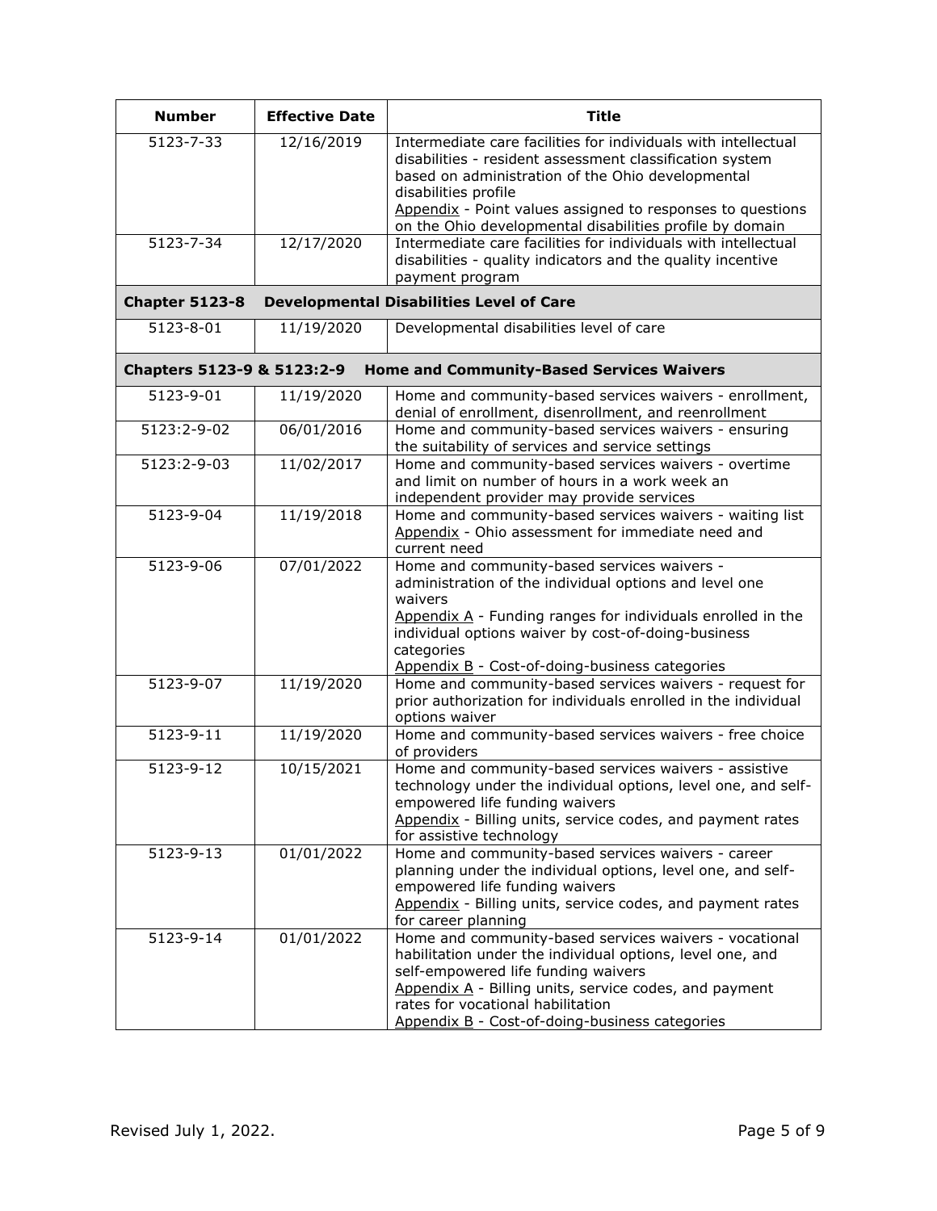| Number | Effective Date | Title |
|---|---|---|
| 5123-7-33 | 12/16/2019 | Intermediate care facilities for individuals with intellectual disabilities - resident assessment classification system based on administration of the Ohio developmental disabilities profile<br>Appendix - Point values assigned to responses to questions on the Ohio developmental disabilities profile by domain |
| 5123-7-34 | 12/17/2020 | Intermediate care facilities for individuals with intellectual disabilities - quality indicators and the quality incentive payment program |
| **Chapter 5123-8** | | **Developmental Disabilities Level of Care** |
| 5123-8-01 | 11/19/2020 | Developmental disabilities level of care |
| **Chapters 5123-9 & 5123:2-9** | | **Home and Community-Based Services Waivers** |
| 5123-9-01 | 11/19/2020 | Home and community-based services waivers - enrollment, denial of enrollment, disenrollment, and reenrollment |
| 5123:2-9-02 | 06/01/2016 | Home and community-based services waivers - ensuring the suitability of services and service settings |
| 5123:2-9-03 | 11/02/2017 | Home and community-based services waivers - overtime and limit on number of hours in a work week an independent provider may provide services |
| 5123-9-04 | 11/19/2018 | Home and community-based services waivers - waiting list<br>Appendix - Ohio assessment for immediate need and current need |
| 5123-9-06 | 07/01/2022 | Home and community-based services waivers - administration of the individual options and level one waivers<br>Appendix A - Funding ranges for individuals enrolled in the individual options waiver by cost-of-doing-business categories<br>Appendix B - Cost-of-doing-business categories |
| 5123-9-07 | 11/19/2020 | Home and community-based services waivers - request for prior authorization for individuals enrolled in the individual options waiver |
| 5123-9-11 | 11/19/2020 | Home and community-based services waivers - free choice of providers |
| 5123-9-12 | 10/15/2021 | Home and community-based services waivers - assistive technology under the individual options, level one, and self-empowered life funding waivers<br>Appendix - Billing units, service codes, and payment rates for assistive technology |
| 5123-9-13 | 01/01/2022 | Home and community-based services waivers - career planning under the individual options, level one, and self-empowered life funding waivers<br>Appendix - Billing units, service codes, and payment rates for career planning |
| 5123-9-14 | 01/01/2022 | Home and community-based services waivers - vocational habilitation under the individual options, level one, and self-empowered life funding waivers<br>Appendix A - Billing units, service codes, and payment rates for vocational habilitation<br>Appendix B - Cost-of-doing-business categories |

Revised July 1, 2022.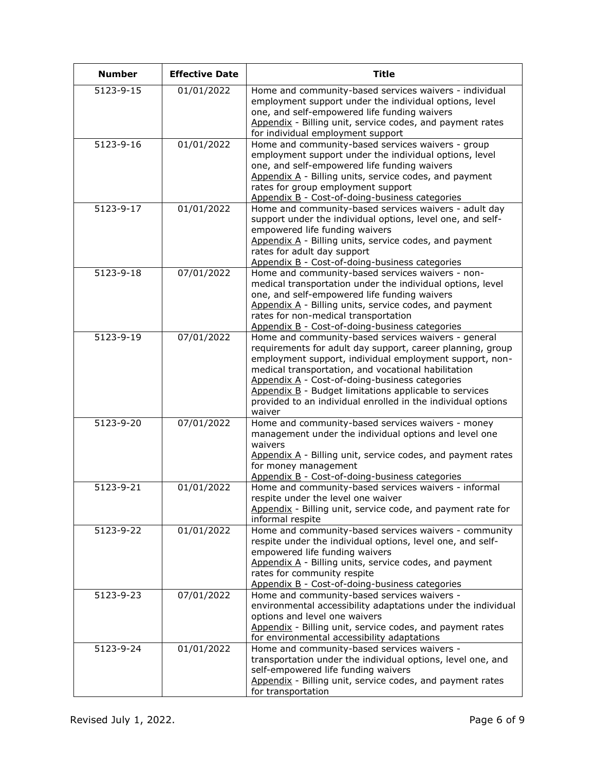| Number | Effective Date | Title |
|---|---|---|
| 5123-9-15 | 01/01/2022 | Home and community-based services waivers - individual employment support under the individual options, level one, and self-empowered life funding waivers<br>Appendix - Billing unit, service codes, and payment rates for individual employment support |
| 5123-9-16 | 01/01/2022 | Home and community-based services waivers - group employment support under the individual options, level one, and self-empowered life funding waivers<br>Appendix A - Billing units, service codes, and payment rates for group employment support<br>Appendix B - Cost-of-doing-business categories |
| 5123-9-17 | 01/01/2022 | Home and community-based services waivers - adult day support under the individual options, level one, and self-empowered life funding waivers<br>Appendix A - Billing units, service codes, and payment rates for adult day support<br>Appendix B - Cost-of-doing-business categories |
| 5123-9-18 | 07/01/2022 | Home and community-based services waivers - non-medical transportation under the individual options, level one, and self-empowered life funding waivers<br>Appendix A - Billing units, service codes, and payment rates for non-medical transportation<br>Appendix B - Cost-of-doing-business categories |
| 5123-9-19 | 07/01/2022 | Home and community-based services waivers - general requirements for adult day support, career planning, group employment support, individual employment support, non-medical transportation, and vocational habilitation<br>Appendix A - Cost-of-doing-business categories<br>Appendix B - Budget limitations applicable to services provided to an individual enrolled in the individual options waiver |
| 5123-9-20 | 07/01/2022 | Home and community-based services waivers - money management under the individual options and level one waivers<br>Appendix A - Billing unit, service codes, and payment rates for money management<br>Appendix B - Cost-of-doing-business categories |
| 5123-9-21 | 01/01/2022 | Home and community-based services waivers - informal respite under the level one waiver<br>Appendix - Billing unit, service code, and payment rate for informal respite |
| 5123-9-22 | 01/01/2022 | Home and community-based services waivers - community respite under the individual options, level one, and self-empowered life funding waivers<br>Appendix A - Billing units, service codes, and payment rates for community respite<br>Appendix B - Cost-of-doing-business categories |
| 5123-9-23 | 07/01/2022 | Home and community-based services waivers - environmental accessibility adaptations under the individual options and level one waivers<br>Appendix - Billing unit, service codes, and payment rates for environmental accessibility adaptations |
| 5123-9-24 | 01/01/2022 | Home and community-based services waivers - transportation under the individual options, level one, and self-empowered life funding waivers<br>Appendix - Billing unit, service codes, and payment rates for transportation |

Revised July 1, 2022.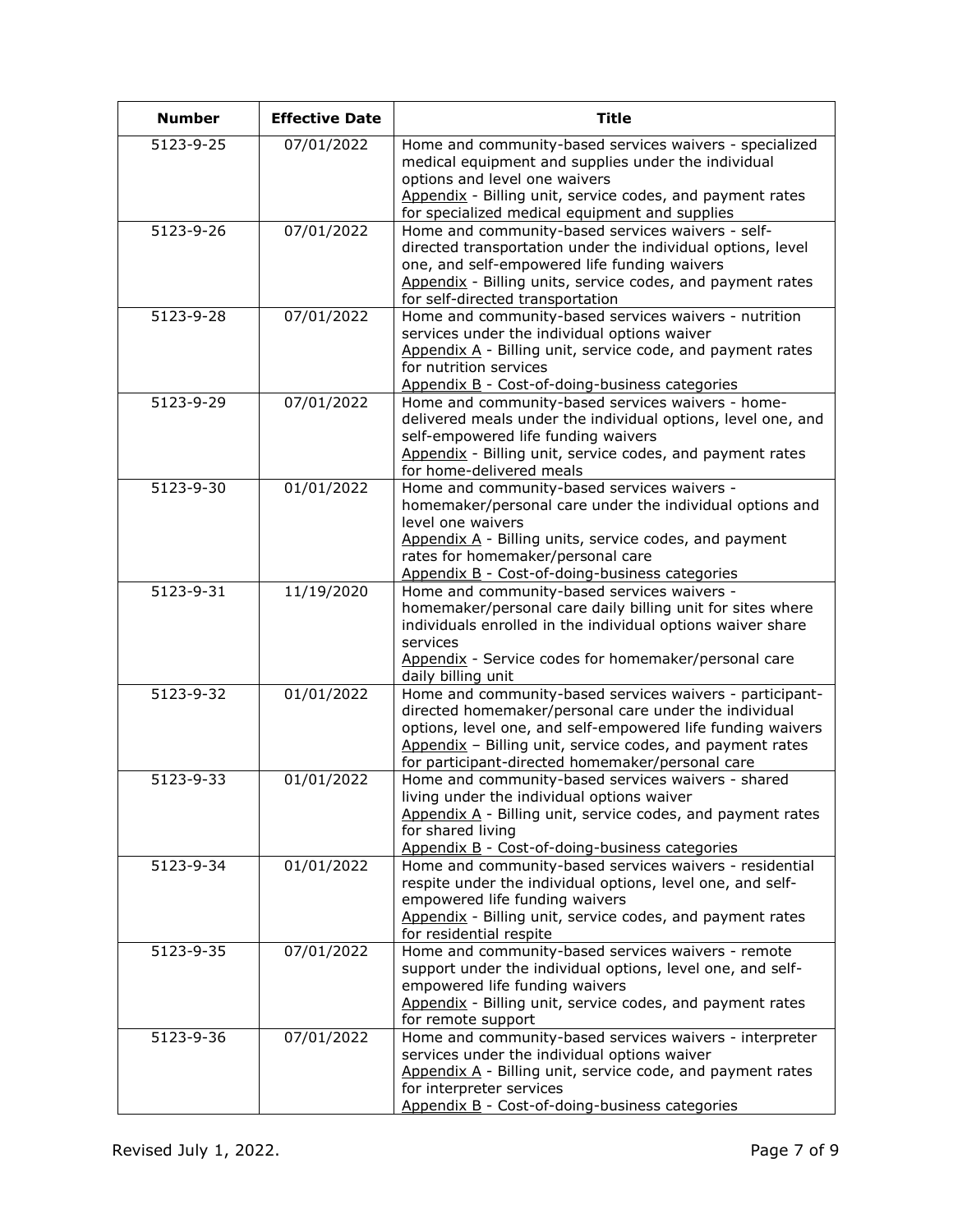| Number | Effective Date | Title |
|---|---|---|
| 5123-9-25 | 07/01/2022 | Home and community-based services waivers - specialized medical equipment and supplies under the individual options and level one waivers<br>Appendix - Billing unit, service codes, and payment rates for specialized medical equipment and supplies |
| 5123-9-26 | 07/01/2022 | Home and community-based services waivers - self-directed transportation under the individual options, level one, and self-empowered life funding waivers<br>Appendix - Billing units, service codes, and payment rates for self-directed transportation |
| 5123-9-28 | 07/01/2022 | Home and community-based services waivers - nutrition services under the individual options waiver<br>Appendix A - Billing unit, service code, and payment rates for nutrition services<br>Appendix B - Cost-of-doing-business categories |
| 5123-9-29 | 07/01/2022 | Home and community-based services waivers - home-delivered meals under the individual options, level one, and self-empowered life funding waivers<br>Appendix - Billing unit, service codes, and payment rates for home-delivered meals |
| 5123-9-30 | 01/01/2022 | Home and community-based services waivers - homemaker/personal care under the individual options and level one waivers<br>Appendix A - Billing units, service codes, and payment rates for homemaker/personal care<br>Appendix B - Cost-of-doing-business categories |
| 5123-9-31 | 11/19/2020 | Home and community-based services waivers - homemaker/personal care daily billing unit for sites where individuals enrolled in the individual options waiver share services<br>Appendix - Service codes for homemaker/personal care daily billing unit |
| 5123-9-32 | 01/01/2022 | Home and community-based services waivers - participant-directed homemaker/personal care under the individual options, level one, and self-empowered life funding waivers<br>Appendix – Billing unit, service codes, and payment rates for participant-directed homemaker/personal care |
| 5123-9-33 | 01/01/2022 | Home and community-based services waivers - shared living under the individual options waiver<br>Appendix A - Billing unit, service codes, and payment rates for shared living<br>Appendix B - Cost-of-doing-business categories |
| 5123-9-34 | 01/01/2022 | Home and community-based services waivers - residential respite under the individual options, level one, and self-empowered life funding waivers<br>Appendix - Billing unit, service codes, and payment rates for residential respite |
| 5123-9-35 | 07/01/2022 | Home and community-based services waivers - remote support under the individual options, level one, and self-empowered life funding waivers<br>Appendix - Billing unit, service codes, and payment rates for remote support |
| 5123-9-36 | 07/01/2022 | Home and community-based services waivers - interpreter services under the individual options waiver<br>Appendix A - Billing unit, service code, and payment rates for interpreter services<br>Appendix B - Cost-of-doing-business categories |

Revised July 1, 2022.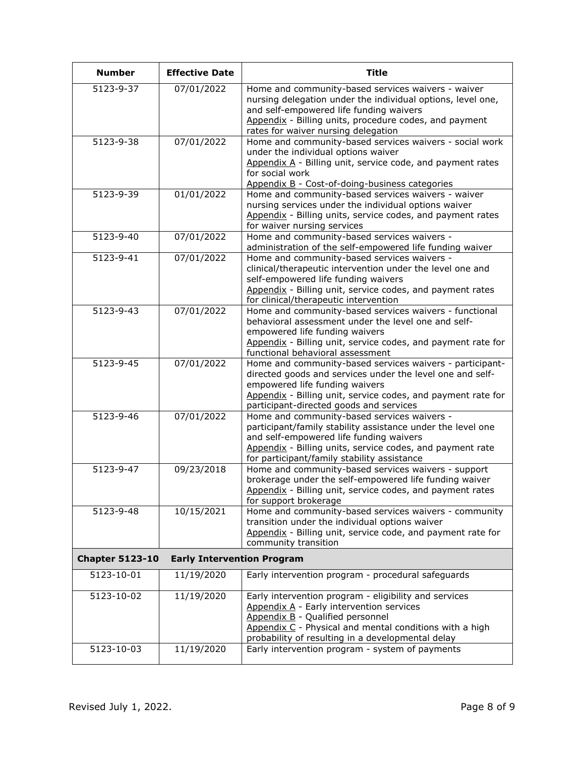| Number | Effective Date | Title |
|---|---|---|
| 5123-9-37 | 07/01/2022 | Home and community-based services waivers - waiver nursing delegation under the individual options, level one, and self-empowered life funding waivers<br>Appendix - Billing units, procedure codes, and payment rates for waiver nursing delegation |
| 5123-9-38 | 07/01/2022 | Home and community-based services waivers - social work under the individual options waiver<br>Appendix A - Billing unit, service code, and payment rates for social work<br>Appendix B - Cost-of-doing-business categories |
| 5123-9-39 | 01/01/2022 | Home and community-based services waivers - waiver nursing services under the individual options waiver<br>Appendix - Billing units, service codes, and payment rates for waiver nursing services |
| 5123-9-40 | 07/01/2022 | Home and community-based services waivers - administration of the self-empowered life funding waiver |
| 5123-9-41 | 07/01/2022 | Home and community-based services waivers - clinical/therapeutic intervention under the level one and self-empowered life funding waivers<br>Appendix - Billing unit, service codes, and payment rates for clinical/therapeutic intervention |
| 5123-9-43 | 07/01/2022 | Home and community-based services waivers - functional behavioral assessment under the level one and self-empowered life funding waivers<br>Appendix - Billing unit, service codes, and payment rate for functional behavioral assessment |
| 5123-9-45 | 07/01/2022 | Home and community-based services waivers - participant-directed goods and services under the level one and self-empowered life funding waivers<br>Appendix - Billing unit, service codes, and payment rate for participant-directed goods and services |
| 5123-9-46 | 07/01/2022 | Home and community-based services waivers - participant/family stability assistance under the level one and self-empowered life funding waivers<br>Appendix - Billing units, service codes, and payment rate for participant/family stability assistance |
| 5123-9-47 | 09/23/2018 | Home and community-based services waivers - support brokerage under the self-empowered life funding waiver<br>Appendix - Billing unit, service codes, and payment rates for support brokerage |
| 5123-9-48 | 10/15/2021 | Home and community-based services waivers - community transition under the individual options waiver<br>Appendix - Billing unit, service code, and payment rate for community transition |
| **Chapter 5123-10** | **Early Intervention Program** | |
| 5123-10-01 | 11/19/2020 | Early intervention program - procedural safeguards |
| 5123-10-02 | 11/19/2020 | Early intervention program - eligibility and services<br>Appendix A - Early intervention services<br>Appendix B - Qualified personnel<br>Appendix C - Physical and mental conditions with a high probability of resulting in a developmental delay |
| 5123-10-03 | 11/19/2020 | Early intervention program - system of payments |

Revised July 1, 2022.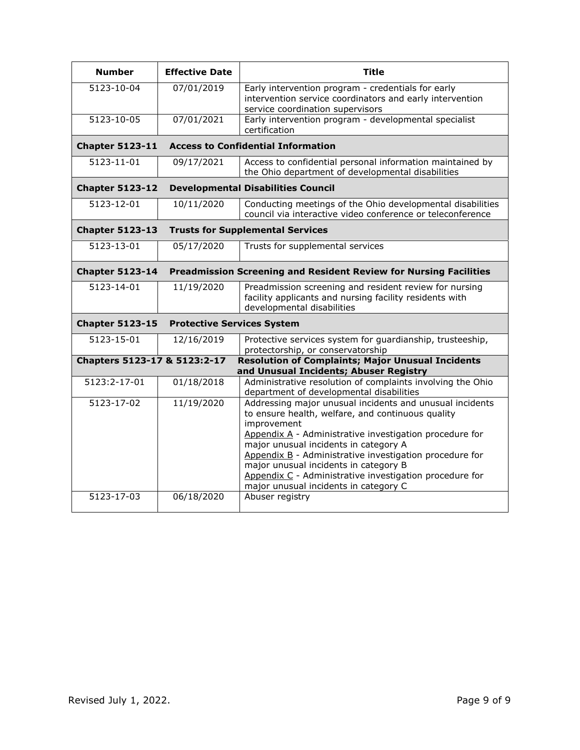| Number | Effective Date | Title |
|---|---|---|
| 5123-10-04 | 07/01/2019 | Early intervention program - credentials for early intervention service coordinators and early intervention service coordination supervisors |
| 5123-10-05 | 07/01/2021 | Early intervention program - developmental specialist certification |
| **Chapter 5123-11** | **Access to Confidential Information** | |
| 5123-11-01 | 09/17/2021 | Access to confidential personal information maintained by the Ohio department of developmental disabilities |
| **Chapter 5123-12** | **Developmental Disabilities Council** | |
| 5123-12-01 | 10/11/2020 | Conducting meetings of the Ohio developmental disabilities council via interactive video conference or teleconference |
| **Chapter 5123-13** | **Trusts for Supplemental Services** | |
| 5123-13-01 | 05/17/2020 | Trusts for supplemental services |
| **Chapter 5123-14** | **Preadmission Screening and Resident Review for Nursing Facilities** | |
| 5123-14-01 | 11/19/2020 | Preadmission screening and resident review for nursing facility applicants and nursing facility residents with developmental disabilities |
| **Chapter 5123-15** | **Protective Services System** | |
| 5123-15-01 | 12/16/2019 | Protective services system for guardianship, trusteeship, protectorship, or conservatorship |
| **Chapters 5123-17 & 5123:2-17** | **Resolution of Complaints; Major Unusual Incidents and Unusual Incidents; Abuser Registry** | |
| 5123:2-17-01 | 01/18/2018 | Administrative resolution of complaints involving the Ohio department of developmental disabilities |
| 5123-17-02 | 11/19/2020 | Addressing major unusual incidents and unusual incidents to ensure health, welfare, and continuous quality improvement<br>Appendix A - Administrative investigation procedure for major unusual incidents in category A<br>Appendix B - Administrative investigation procedure for major unusual incidents in category B<br>Appendix C - Administrative investigation procedure for major unusual incidents in category C |
| 5123-17-03 | 06/18/2020 | Abuser registry |

Revised July 1, 2022.